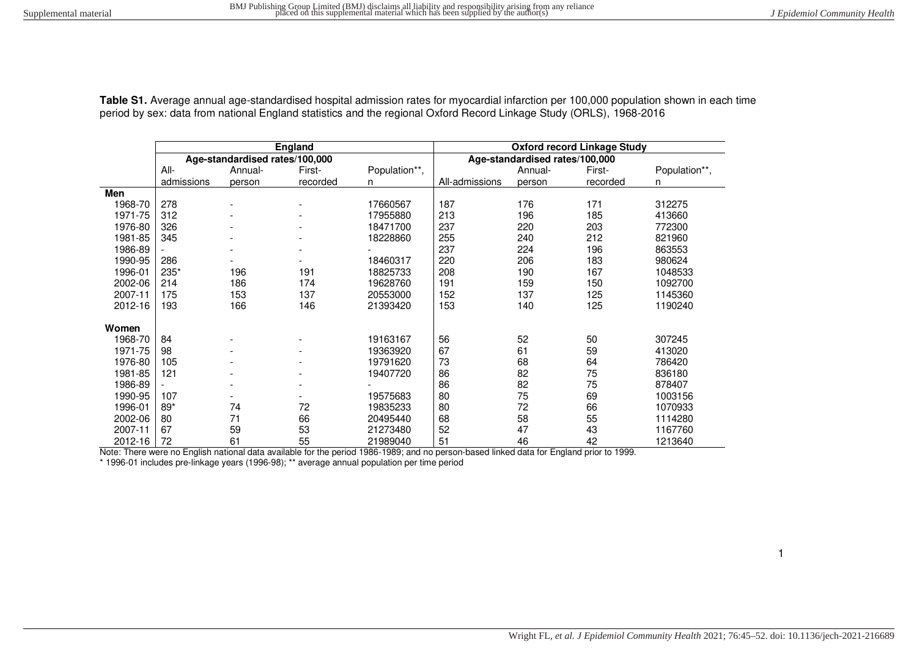**Table S1.** Average annual age-standardised hospital admission rates for myocardial infarction per 100,000 population shown in each time period by sex: data from national England statistics and the regional Oxford Record Linkage Study (ORLS), 1968-2016

| | England | | | | Oxford record Linkage Study | | | |
|---|---|---|---|---|---|---|---|---|
| | Age-standardised rates/100,000 | | | | Age-standardised rates/100,000 | | | |
| | All-admissions | Annual-person | First-recorded | Population**, n | All-admissions | Annual-person | First-recorded | Population**, n |
| **Men** | | | | | | | | |
| 1968-70 | 278 | - | - | 17660567 | 187 | 176 | 171 | 312275 |
| 1971-75 | 312 | - | - | 17955880 | 213 | 196 | 185 | 413660 |
| 1976-80 | 326 | - | - | 18471700 | 237 | 220 | 203 | 772300 |
| 1981-85 | 345 | - | - | 18228860 | 255 | 240 | 212 | 821960 |
| 1986-89 | - | - | - | - | 237 | 224 | 196 | 863553 |
| 1990-95 | 286 | - | - | 18460317 | 220 | 206 | 183 | 980624 |
| 1996-01 | 235* | 196 | 191 | 18825733 | 208 | 190 | 167 | 1048533 |
| 2002-06 | 214 | 186 | 174 | 19628760 | 191 | 159 | 150 | 1092700 |
| 2007-11 | 175 | 153 | 137 | 20553000 | 152 | 137 | 125 | 1145360 |
| 2012-16 | 193 | 166 | 146 | 21393420 | 153 | 140 | 125 | 1190240 |
| **Women** | | | | | | | | |
| 1968-70 | 84 | - | - | 19163167 | 56 | 52 | 50 | 307245 |
| 1971-75 | 98 | - | - | 19363920 | 67 | 61 | 59 | 413020 |
| 1976-80 | 105 | - | - | 19791620 | 73 | 68 | 64 | 786420 |
| 1981-85 | 121 | - | - | 19407720 | 86 | 82 | 75 | 836180 |
| 1986-89 | - | - | - | - | 86 | 82 | 75 | 878407 |
| 1990-95 | 107 | - | - | 19575683 | 80 | 75 | 69 | 1003156 |
| 1996-01 | 89* | 74 | 72 | 19835233 | 80 | 72 | 66 | 1070933 |
| 2002-06 | 80 | 71 | 66 | 20495440 | 68 | 58 | 55 | 1114280 |
| 2007-11 | 67 | 59 | 53 | 21273480 | 52 | 47 | 43 | 1167760 |
| 2012-16 | 72 | 61 | 55 | 21989040 | 51 | 46 | 42 | 1213640 |

Note: There were no English national data available for the period 1986-1989; and no person-based linked data for England prior to 1999.

* 1996-01 includes pre-linkage years (1996-98); ** average annual population per time period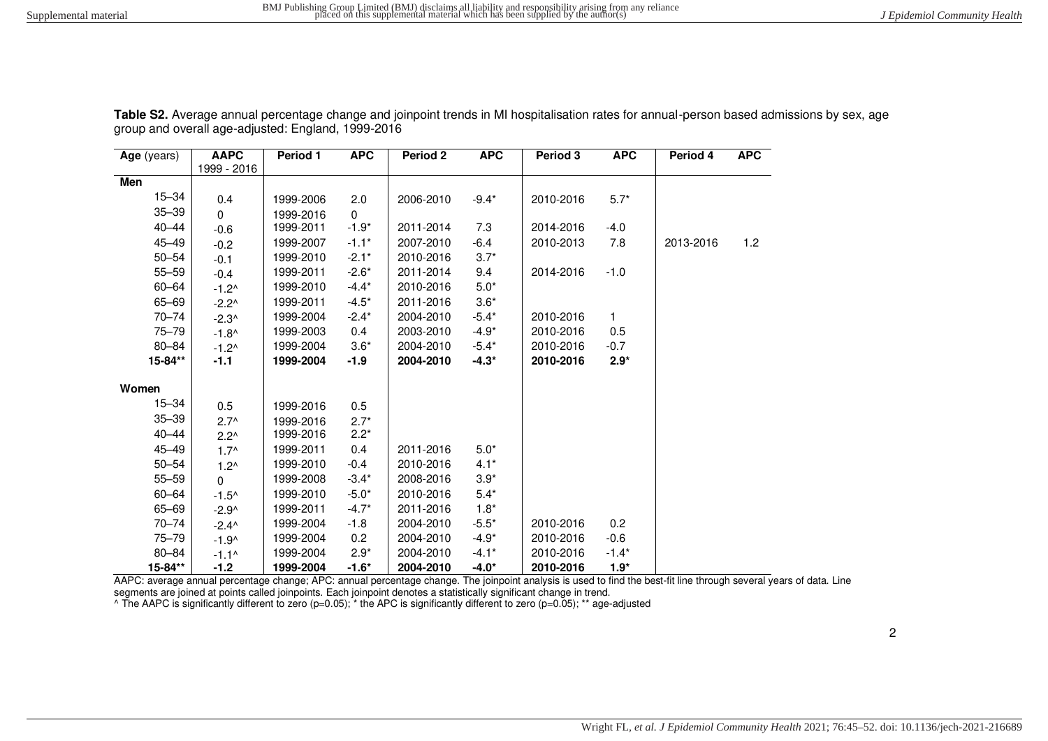**Table S2.** Average annual percentage change and joinpoint trends in MI hospitalisation rates for annual-person based admissions by sex, age group and overall age-adjusted: England, 1999-2016

| **Age** (years) | **AAPC** 1999 - 2016 | **Period 1** | **APC** | **Period 2** | **APC** | **Period 3** | **APC** | **Period 4** | **APC** |
|---|---|---|---|---|---|---|---|---|---|
| **Men** | | | | | | | | | |
| 15–34 | 0.4 | 1999-2006 | 2.0 | 2006-2010 | -9.4* | 2010-2016 | 5.7* | | |
| 35–39 | 0 | 1999-2016 | 0 | | | | | | |
| 40–44 | -0.6 | 1999-2011 | -1.9* | 2011-2014 | 7.3 | 2014-2016 | -4.0 | | |
| 45–49 | -0.2 | 1999-2007 | -1.1* | 2007-2010 | -6.4 | 2010-2013 | 7.8 | 2013-2016 | 1.2 |
| 50–54 | -0.1 | 1999-2010 | -2.1* | 2010-2016 | 3.7* | | | | |
| 55–59 | -0.4 | 1999-2011 | -2.6* | 2011-2014 | 9.4 | 2014-2016 | -1.0 | | |
| 60–64 | -1.2^ | 1999-2010 | -4.4* | 2010-2016 | 5.0* | | | | |
| 65–69 | -2.2^ | 1999-2011 | -4.5* | 2011-2016 | 3.6* | | | | |
| 70–74 | -2.3^ | 1999-2004 | -2.4* | 2004-2010 | -5.4* | 2010-2016 | 1 | | |
| 75–79 | -1.8^ | 1999-2003 | 0.4 | 2003-2010 | -4.9* | 2010-2016 | 0.5 | | |
| 80–84 | -1.2^ | 1999-2004 | 3.6* | 2004-2010 | -5.4* | 2010-2016 | -0.7 | | |
| **15-84**** | **-1.1** | **1999-2004** | **-1.9** | **2004-2010** | **-4.3*** | **2010-2016** | **2.9*** | | |
| **Women** | | | | | | | | | |
| 15–34 | 0.5 | 1999-2016 | 0.5 | | | | | | |
| 35–39 | 2.7^ | 1999-2016 | 2.7* | | | | | | |
| 40–44 | 2.2^ | 1999-2016 | 2.2* | | | | | | |
| 45–49 | 1.7^ | 1999-2011 | 0.4 | 2011-2016 | 5.0* | | | | |
| 50–54 | 1.2^ | 1999-2010 | -0.4 | 2010-2016 | 4.1* | | | | |
| 55–59 | 0 | 1999-2008 | -3.4* | 2008-2016 | 3.9* | | | | |
| 60–64 | -1.5^ | 1999-2010 | -5.0* | 2010-2016 | 5.4* | | | | |
| 65–69 | -2.9^ | 1999-2011 | -4.7* | 2011-2016 | 1.8* | | | | |
| 70–74 | -2.4^ | 1999-2004 | -1.8 | 2004-2010 | -5.5* | 2010-2016 | 0.2 | | |
| 75–79 | -1.9^ | 1999-2004 | 0.2 | 2004-2010 | -4.9* | 2010-2016 | -0.6 | | |
| 80–84 | -1.1^ | 1999-2004 | 2.9* | 2004-2010 | -4.1* | 2010-2016 | -1.4* | | |
| **15-84**** | **-1.2** | **1999-2004** | **-1.6*** | **2004-2010** | **-4.0*** | **2010-2016** | **1.9*** | | |

AAPC: average annual percentage change; APC: annual percentage change. The joinpoint analysis is used to find the best-fit line through several years of data. Line segments are joined at points called joinpoints. Each joinpoint denotes a statistically significant change in trend.
^ The AAPC is significantly different to zero (p=0.05); * the APC is significantly different to zero (p=0.05); ** age-adjusted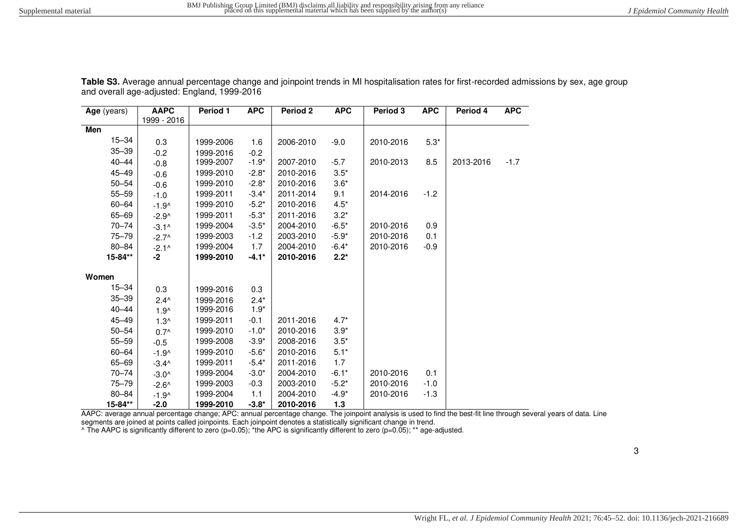**Table S3.** Average annual percentage change and joinpoint trends in MI hospitalisation rates for first-recorded admissions by sex, age group and overall age-adjusted: England, 1999-2016

| **Age** (years) | **AAPC** 1999 - 2016 | **Period 1** | **APC** | **Period 2** | **APC** | **Period 3** | **APC** | **Period 4** | **APC** |
|---|---|---|---|---|---|---|---|---|---|
| **Men** | | | | | | | | | |
| 15–34 | 0.3 | 1999-2006 | 1.6 | 2006-2010 | -9.0 | 2010-2016 | 5.3* | | |
| 35–39 | -0.2 | 1999-2016 | -0.2 | | | | | | |
| 40–44 | -0.8 | 1999-2007 | -1.9* | 2007-2010 | -5.7 | 2010-2013 | 8.5 | 2013-2016 | -1.7 |
| 45–49 | -0.6 | 1999-2010 | -2.8* | 2010-2016 | 3.5* | | | | |
| 50–54 | -0.6 | 1999-2010 | -2.8* | 2010-2016 | 3.6* | | | | |
| 55–59 | -1.0 | 1999-2011 | -3.4* | 2011-2014 | 9.1 | 2014-2016 | -1.2 | | |
| 60–64 | -1.9^ | 1999-2010 | -5.2* | 2010-2016 | 4.5* | | | | |
| 65–69 | -2.9^ | 1999-2011 | -5.3* | 2011-2016 | 3.2* | | | | |
| 70–74 | -3.1^ | 1999-2004 | -3.5* | 2004-2010 | -6.5* | 2010-2016 | 0.9 | | |
| 75–79 | -2.7^ | 1999-2003 | -1.2 | 2003-2010 | -5.9* | 2010-2016 | 0.1 | | |
| 80–84 | -2.1^ | 1999-2004 | 1.7 | 2004-2010 | -6.4* | 2010-2016 | -0.9 | | |
| **15-84**** | **-2** | **1999-2010** | **-4.1*** | **2010-2016** | **2.2*** | | | | |
| **Women** | | | | | | | | | |
| 15–34 | 0.3 | 1999-2016 | 0.3 | | | | | | |
| 35–39 | 2.4^ | 1999-2016 | 2.4* | | | | | | |
| 40–44 | 1.9^ | 1999-2016 | 1.9* | | | | | | |
| 45–49 | 1.3^ | 1999-2011 | -0.1 | 2011-2016 | 4.7* | | | | |
| 50–54 | 0.7^ | 1999-2010 | -1.0* | 2010-2016 | 3.9* | | | | |
| 55–59 | -0.5 | 1999-2008 | -3.9* | 2008-2016 | 3.5* | | | | |
| 60–64 | -1.9^ | 1999-2010 | -5.6* | 2010-2016 | 5.1* | | | | |
| 65–69 | -3.4^ | 1999-2011 | -5.4* | 2011-2016 | 1.7 | | | | |
| 70–74 | -3.0^ | 1999-2004 | -3.0* | 2004-2010 | -6.1* | 2010-2016 | 0.1 | | |
| 75–79 | -2.6^ | 1999-2003 | -0.3 | 2003-2010 | -5.2* | 2010-2016 | -1.0 | | |
| 80–84 | -1.9^ | 1999-2004 | 1.1 | 2004-2010 | -4.9* | 2010-2016 | -1.3 | | |
| **15-84**** | **-2.0** | **1999-2010** | **-3.8*** | **2010-2016** | **1.3** | | | | |

AAPC: average annual percentage change; APC: annual percentage change. The joinpoint analysis is used to find the best-fit line through several years of data. Line segments are joined at points called joinpoints. Each joinpoint denotes a statistically significant change in trend.
^ The AAPC is significantly different to zero (p=0.05); *the APC is significantly different to zero (p=0.05); ** age-adjusted.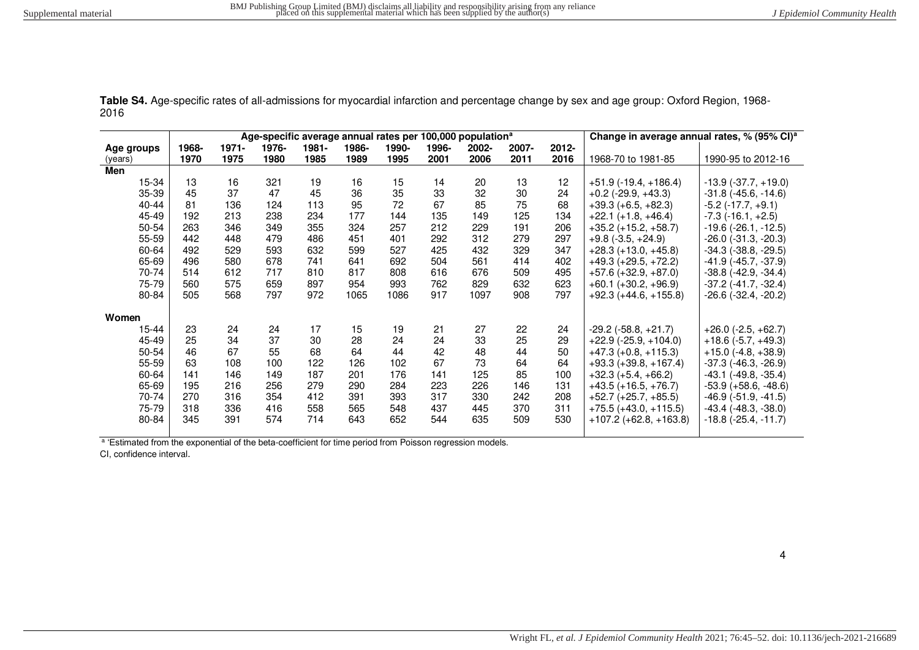**Table S4.** Age-specific rates of all-admissions for myocardial infarction and percentage change by sex and age group: Oxford Region, 1968-2016

| | Age-specific average annual rates per 100,000 population[a] | | | | | | | | | | Change in average annual rates, % (95% CI)[a] | |
|---|---|---|---|---|---|---|---|---|---|---|---|---|
| Age groups (years) | 1968-1970 | 1971-1975 | 1976-1980 | 1981-1985 | 1986-1989 | 1990-1995 | 1996-2001 | 2002-2006 | 2007-2011 | 2012-2016 | 1968-70 to 1981-85 | 1990-95 to 2012-16 |
| **Men** | | | | | | | | | | | | |
| 15-34 | 13 | 16 | 321 | 19 | 16 | 15 | 14 | 20 | 13 | 12 | +51.9 (-19.4, +186.4) | -13.9 (-37.7, +19.0) |
| 35-39 | 45 | 37 | 47 | 45 | 36 | 35 | 33 | 32 | 30 | 24 | +0.2 (-29.9, +43.3) | -31.8 (-45.6, -14.6) |
| 40-44 | 81 | 136 | 124 | 113 | 95 | 72 | 67 | 85 | 75 | 68 | +39.3 (+6.5, +82.3) | -5.2 (-17.7, +9.1) |
| 45-49 | 192 | 213 | 238 | 234 | 177 | 144 | 135 | 149 | 125 | 134 | +22.1 (+1.8, +46.4) | -7.3 (-16.1, +2.5) |
| 50-54 | 263 | 346 | 349 | 355 | 324 | 257 | 212 | 229 | 191 | 206 | +35.2 (+15.2, +58.7) | -19.6 (-26.1, -12.5) |
| 55-59 | 442 | 448 | 479 | 486 | 451 | 401 | 292 | 312 | 279 | 297 | +9.8 (-3.5, +24.9) | -26.0 (-31.3, -20.3) |
| 60-64 | 492 | 529 | 593 | 632 | 599 | 527 | 425 | 432 | 329 | 347 | +28.3 (+13.0, +45.8) | -34.3 (-38.8, -29.5) |
| 65-69 | 496 | 580 | 678 | 741 | 641 | 692 | 504 | 561 | 414 | 402 | +49.3 (+29.5, +72.2) | -41.9 (-45.7, -37.9) |
| 70-74 | 514 | 612 | 717 | 810 | 817 | 808 | 616 | 676 | 509 | 495 | +57.6 (+32.9, +87.0) | -38.8 (-42.9, -34.4) |
| 75-79 | 560 | 575 | 659 | 897 | 954 | 993 | 762 | 829 | 632 | 623 | +60.1 (+30.2, +96.9) | -37.2 (-41.7, -32.4) |
| 80-84 | 505 | 568 | 797 | 972 | 1065 | 1086 | 917 | 1097 | 908 | 797 | +92.3 (+44.6, +155.8) | -26.6 (-32.4, -20.2) |
| **Women** | | | | | | | | | | | | |
| 15-44 | 23 | 24 | 24 | 17 | 15 | 19 | 21 | 27 | 22 | 24 | -29.2 (-58.8, +21.7) | +26.0 (-2.5, +62.7) |
| 45-49 | 25 | 34 | 37 | 30 | 28 | 24 | 24 | 33 | 25 | 29 | +22.9 (-25.9, +104.0) | +18.6 (-5.7, +49.3) |
| 50-54 | 46 | 67 | 55 | 68 | 64 | 44 | 42 | 48 | 44 | 50 | +47.3 (+0.8, +115.3) | +15.0 (-4.8, +38.9) |
| 55-59 | 63 | 108 | 100 | 122 | 126 | 102 | 67 | 73 | 64 | 64 | +93.3 (+39.8, +167.4) | -37.3 (-46.3, -26.9) |
| 60-64 | 141 | 146 | 149 | 187 | 201 | 176 | 141 | 125 | 85 | 100 | +32.3 (+5.4, +66.2) | -43.1 (-49.8, -35.4) |
| 65-69 | 195 | 216 | 256 | 279 | 290 | 284 | 223 | 226 | 146 | 131 | +43.5 (+16.5, +76.7) | -53.9 (+58.6, -48.6) |
| 70-74 | 270 | 316 | 354 | 412 | 391 | 393 | 317 | 330 | 242 | 208 | +52.7 (+25.7, +85.5) | -46.9 (-51.9, -41.5) |
| 75-79 | 318 | 336 | 416 | 558 | 565 | 548 | 437 | 445 | 370 | 311 | +75.5 (+43.0, +115.5) | -43.4 (-48.3, -38.0) |
| 80-84 | 345 | 391 | 574 | 714 | 643 | 652 | 544 | 635 | 509 | 530 | +107.2 (+62.8, +163.8) | -18.8 (-25.4, -11.7) |

[a] 'Estimated from the exponential of the beta-coefficient for time period from Poisson regression models.

CI, confidence interval.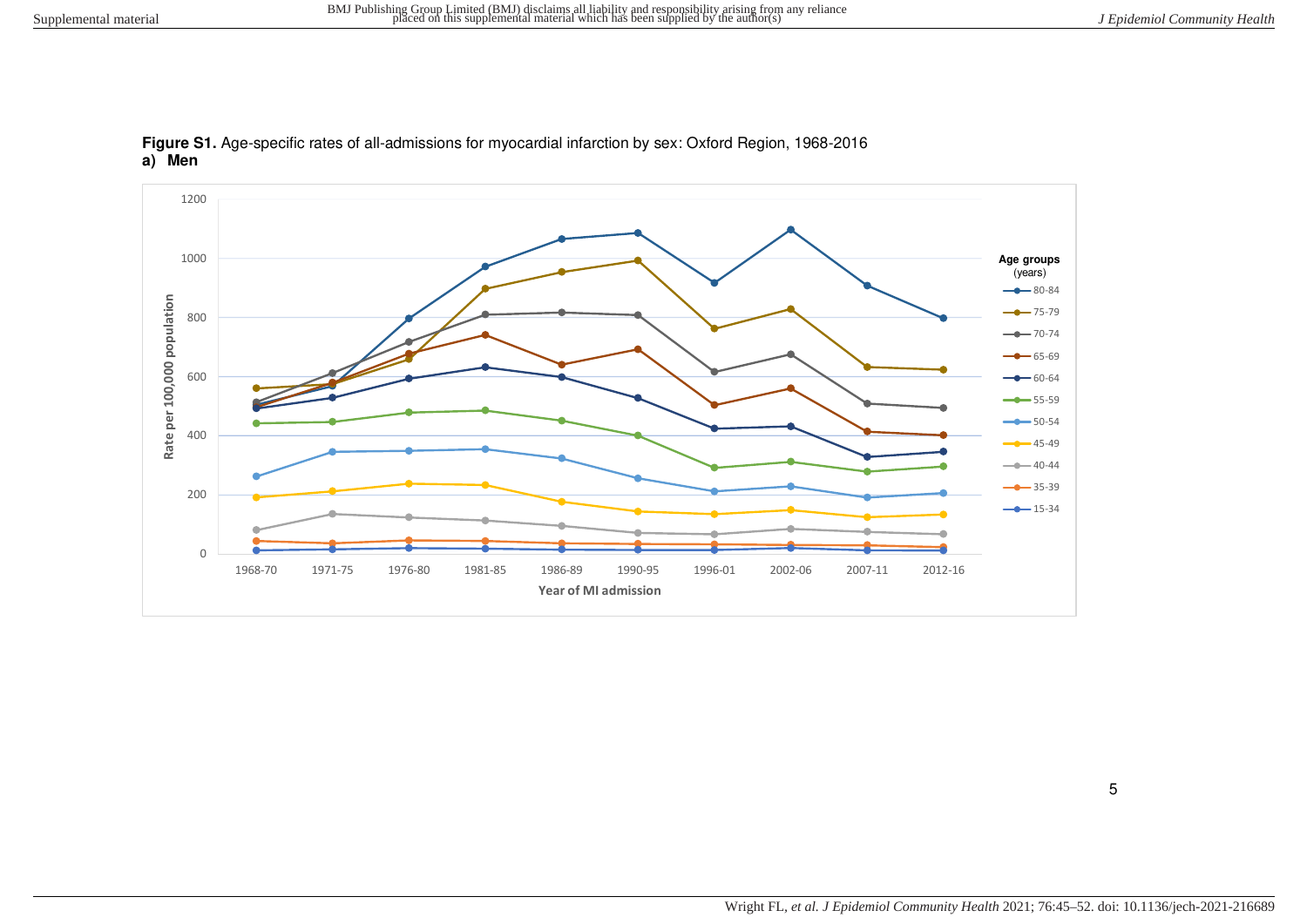**Figure S1.** Age-specific rates of all-admissions for myocardial infarction by sex: Oxford Region, 1968-2016

**a) Men**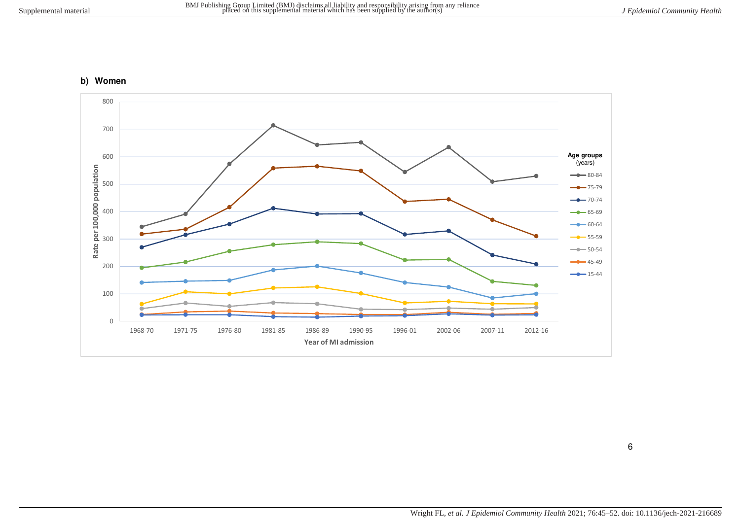**b) Women**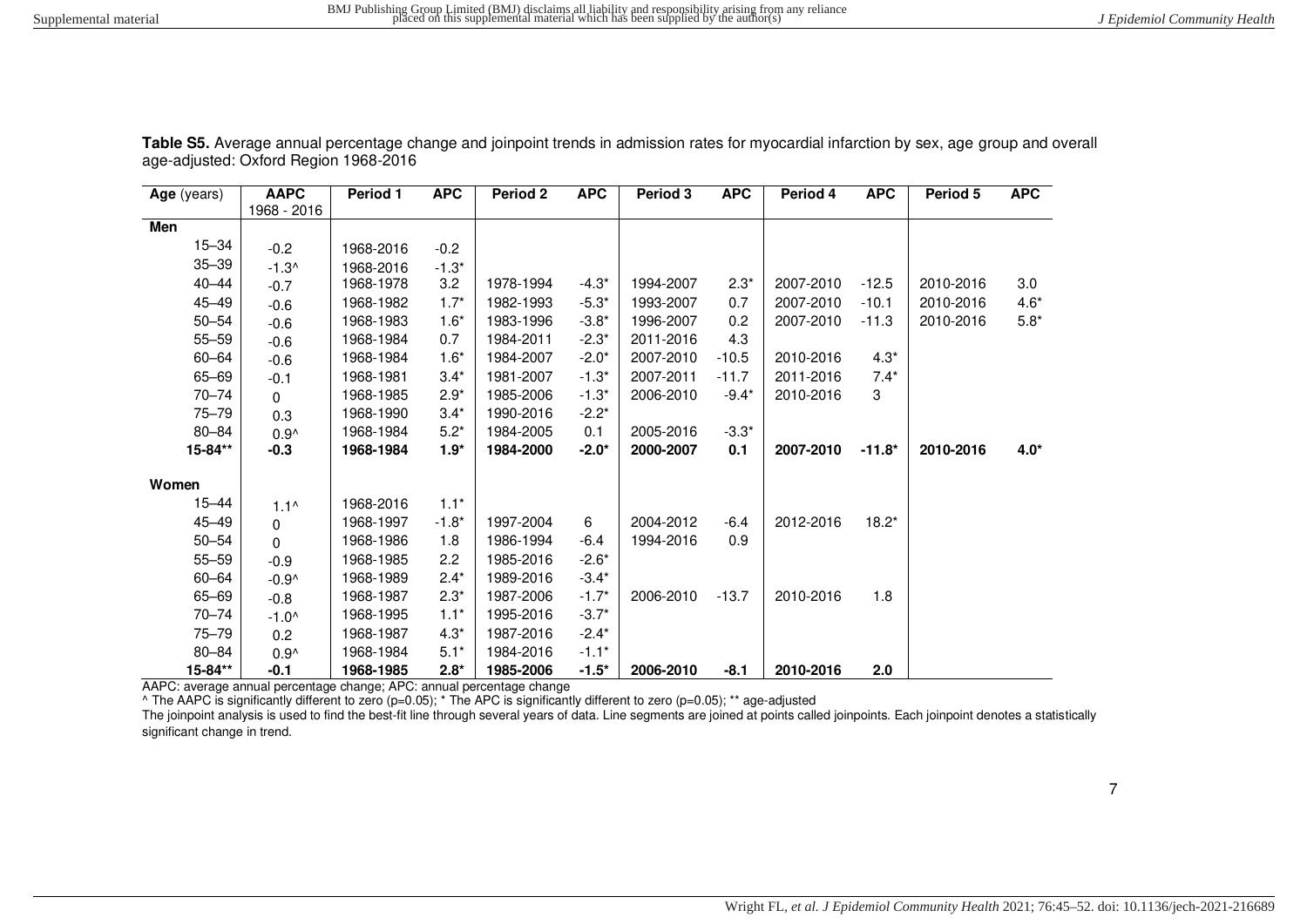**Table S5.** Average annual percentage change and joinpoint trends in admission rates for myocardial infarction by sex, age group and overall age-adjusted: Oxford Region 1968-2016

| **Age** (years) | **AAPC** 1968 - 2016 | **Period 1** | **APC** | **Period 2** | **APC** | **Period 3** | **APC** | **Period 4** | **APC** | **Period 5** | **APC** |
|---|---|---|---|---|---|---|---|---|---|---|---|
| **Men** | | | | | | | | | | | |
| 15–34 | -0.2 | 1968-2016 | -0.2 | | | | | | | | |
| 35–39 | -1.3^ | 1968-2016 | -1.3* | | | | | | | | |
| 40–44 | -0.7 | 1968-1978 | 3.2 | 1978-1994 | -4.3* | 1994-2007 | 2.3* | 2007-2010 | -12.5 | 2010-2016 | 3.0 |
| 45–49 | -0.6 | 1968-1982 | 1.7* | 1982-1993 | -5.3* | 1993-2007 | 0.7 | 2007-2010 | -10.1 | 2010-2016 | 4.6* |
| 50–54 | -0.6 | 1968-1983 | 1.6* | 1983-1996 | -3.8* | 1996-2007 | 0.2 | 2007-2010 | -11.3 | 2010-2016 | 5.8* |
| 55–59 | -0.6 | 1968-1984 | 0.7 | 1984-2011 | -2.3* | 2011-2016 | 4.3 | | | | |
| 60–64 | -0.6 | 1968-1984 | 1.6* | 1984-2007 | -2.0* | 2007-2010 | -10.5 | 2010-2016 | 4.3* | | |
| 65–69 | -0.1 | 1968-1981 | 3.4* | 1981-2007 | -1.3* | 2007-2011 | -11.7 | 2011-2016 | 7.4* | | |
| 70–74 | 0 | 1968-1985 | 2.9* | 1985-2006 | -1.3* | 2006-2010 | -9.4* | 2010-2016 | 3 | | |
| 75–79 | 0.3 | 1968-1990 | 3.4* | 1990-2016 | -2.2* | | | | | | |
| 80–84 | 0.9^ | 1968-1984 | 5.2* | 1984-2005 | 0.1 | 2005-2016 | -3.3* | | | | |
| **15-84**** | **-0.3** | **1968-1984** | **1.9*** | **1984-2000** | **-2.0*** | **2000-2007** | **0.1** | **2007-2010** | **-11.8*** | **2010-2016** | **4.0*** |
| **Women** | | | | | | | | | | | |
| 15–44 | 1.1^ | 1968-2016 | 1.1* | | | | | | | | |
| 45–49 | 0 | 1968-1997 | -1.8* | 1997-2004 | 6 | 2004-2012 | -6.4 | 2012-2016 | 18.2* | | |
| 50–54 | 0 | 1968-1986 | 1.8 | 1986-1994 | -6.4 | 1994-2016 | 0.9 | | | | |
| 55–59 | -0.9 | 1968-1985 | 2.2 | 1985-2016 | -2.6* | | | | | | |
| 60–64 | -0.9^ | 1968-1989 | 2.4* | 1989-2016 | -3.4* | | | | | | |
| 65–69 | -0.8 | 1968-1987 | 2.3* | 1987-2006 | -1.7* | 2006-2010 | -13.7 | 2010-2016 | 1.8 | | |
| 70–74 | -1.0^ | 1968-1995 | 1.1* | 1995-2016 | -3.7* | | | | | | |
| 75–79 | 0.2 | 1968-1987 | 4.3* | 1987-2016 | -2.4* | | | | | | |
| 80–84 | 0.9^ | 1968-1984 | 5.1* | 1984-2016 | -1.1* | | | | | | |
| **15-84**** | **-0.1** | **1968-1985** | **2.8*** | **1985-2006** | **-1.5*** | **2006-2010** | **-8.1** | **2010-2016** | **2.0** | | |

AAPC: average annual percentage change; APC: annual percentage change

^ The AAPC is significantly different to zero (p=0.05); * The APC is significantly different to zero (p=0.05); ** age-adjusted

The joinpoint analysis is used to find the best-fit line through several years of data. Line segments are joined at points called joinpoints. Each joinpoint denotes a statistically significant change in trend.